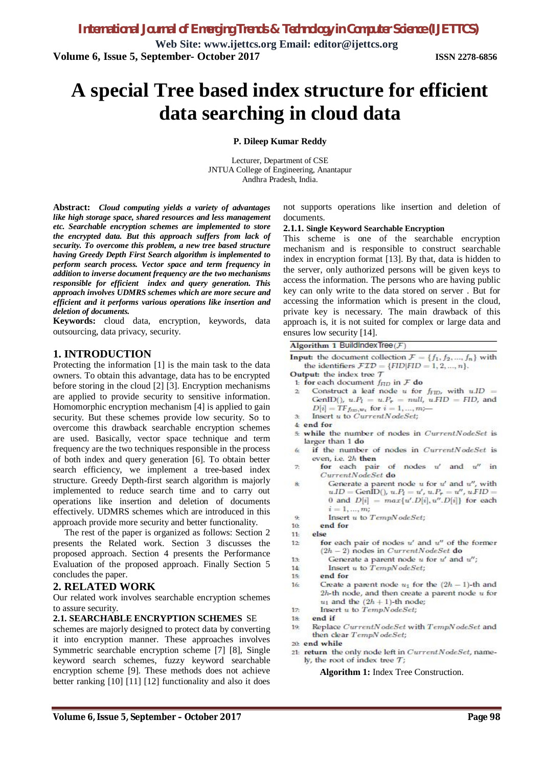# A special Tree based index structure for efficient data searching in cloud data

**P. Dileep Kumar Reddy**

Lecturer, Department of CSE
JNTUA College of Engineering, Anantapur
Andhra Pradesh, India.

**Abstract:** ***Cloud computing yields a variety of advantages like high storage space, shared resources and less management etc. Searchable encryption schemes are implemented to store the encrypted data. But this approach suffers from lack of security. To overcome this problem, a new tree based structure having Greedy Depth First Search algorithm is implemented to perform search process. Vector space and term frequency in addition to inverse document frequency are the two mechanisms responsible for efficient index and query generation. This approach involves UDMRS schemes which are more secure and efficient and it performs various operations like insertion and deletion of documents.***

**Keywords:** cloud data, encryption, keywords, data outsourcing, data privacy, security.

## 1. INTRODUCTION

Protecting the information [1] is the main task to the data owners. To obtain this advantage, data has to be encrypted before storing in the cloud [2] [3]. Encryption mechanisms are applied to provide security to sensitive information. Homomorphic encryption mechanism [4] is applied to gain security. But these schemes provide low security. So to overcome this drawback searchable encryption schemes are used. Basically, vector space technique and term frequency are the two techniques responsible in the process of both index and query generation [6]. To obtain better search efficiency, we implement a tree-based index structure. Greedy Depth-first search algorithm is majorly implemented to reduce search time and to carry out operations like insertion and deletion of documents effectively. UDMRS schemes which are introduced in this approach provide more security and better functionality.

The rest of the paper is organized as follows: Section 2 presents the Related work. Section 3 discusses the proposed approach. Section 4 presents the Performance Evaluation of the proposed approach. Finally Section 5 concludes the paper.

## 2. RELATED WORK

Our related work involves searchable encryption schemes to assure security.

### 2.1. SEARCHABLE ENCRYPTION SCHEMES

SE schemes are majorly designed to protect data by converting it into encryption manner. These approaches involves Symmetric searchable encryption scheme [7] [8], Single keyword search schemes, fuzzy keyword searchable encryption scheme [9]. These methods does not achieve better ranking [10] [11] [12] functionality and also it does not supports operations like insertion and deletion of documents.

#### 2.1.1. Single Keyword Searchable Encryption

This scheme is one of the searchable encryption mechanism and is responsible to construct searchable index in encryption format [13]. By that, data is hidden to the server, only authorized persons will be given keys to access the information. The persons who are having public key can only write to the data stored on server . But for accessing the information which is present in the cloud, private key is necessary. The main drawback of this approach is, it is not suited for complex or large data and ensures low security [14].

```
Algorithm 1 BuildIndexTree(F)
Input: the document collection F = {f_1, f_2, ..., f_n} with
    the identifiers FID = {FID|FID = 1, 2, ..., n}.
Output: the index tree T
 1: for each document f_FID in F do
 2:    Construct a leaf node u for f_FID, with u.ID =
       GenID(), u.P_l = u.P_r = null, u.FID = FID, and
       D[i] = TF_{f_FID,w_i} for i = 1, ..., m;—
 3:    Insert u to CurrentNodeSet;
 4: end for
 5: while the number of nodes in CurrentNodeSet is
    larger than 1 do
 6:    if the number of nodes in CurrentNodeSet is
       even, i.e. 2h then
 7:       for each pair of nodes u' and u'' in
          CurrentNodeSet do
 8:          Generate a parent node u for u' and u'', with
             u.ID = GenID(), u.P_l = u', u.P_r = u'', u.FID =
             0 and D[i] = max{u'.D[i], u''.D[i]} for each
             i = 1, ..., m;
 9:          Insert u to TempNodeSet;
10:       end for
11:    else
12:       for each pair of nodes u' and u'' of the former
          (2h − 2) nodes in CurrentNodeSet do
13:          Generate a parent node u for u' and u'';
14:          Insert u to TempNodeSet;
15:       end for
16:       Create a parent node u_1 for the (2h − 1)-th and
          2h-th node, and then create a parent node u for
          u_1 and the (2h + 1)-th node;
17:       Insert u to TempNodeSet;
18:    end if
19:    Replace CurrentNodeSet with TempNodeSet and
       then clear TempNodeSet;
20: end while
21: return the only node left in CurrentNodeSet, name-
    ly, the root of index tree T;
```

**Algorithm 1:** Index Tree Construction.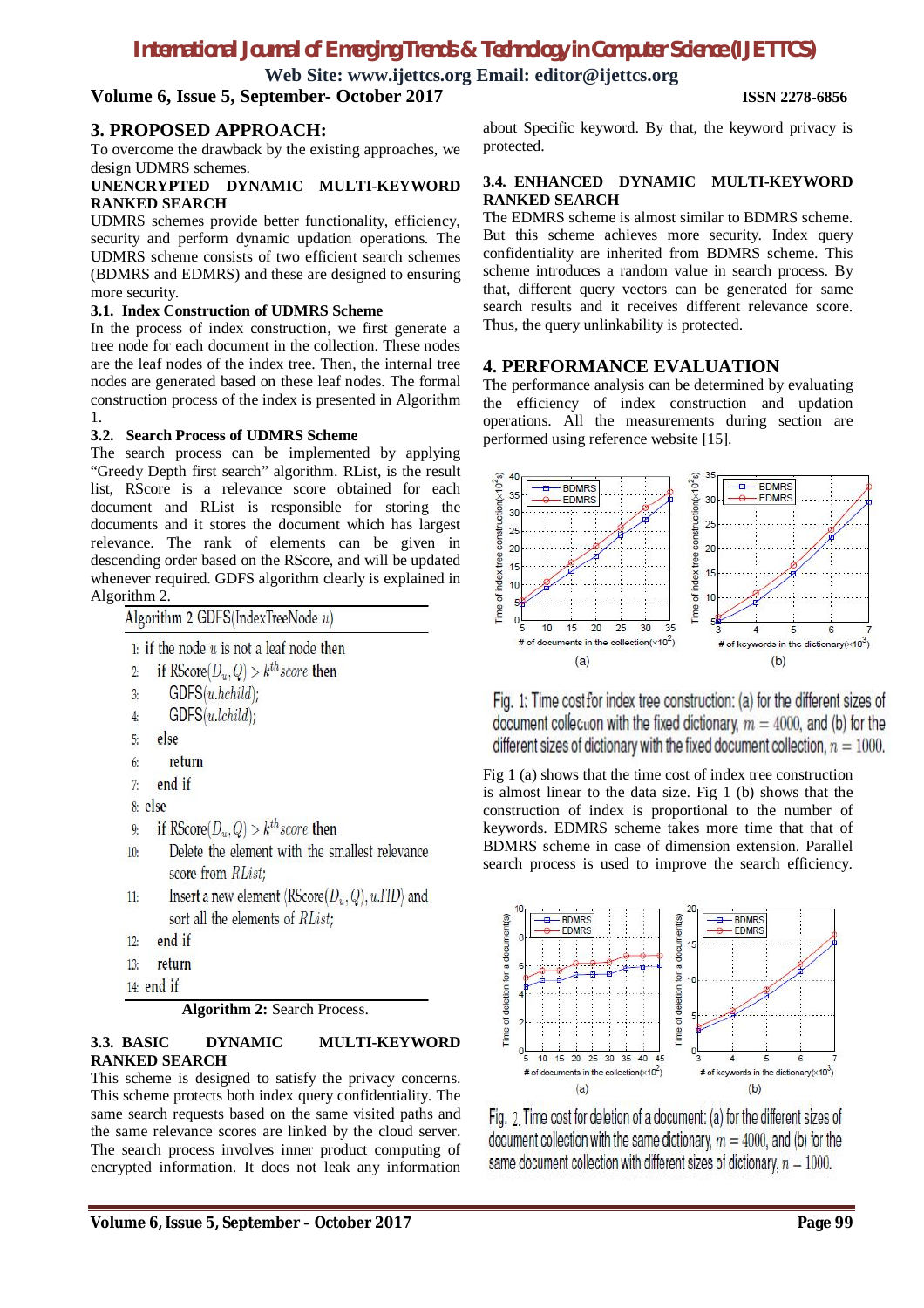## 3. PROPOSED APPROACH:

To overcome the drawback by the existing approaches, we design UDMRS schemes.

**UNENCRYPTED DYNAMIC MULTI-KEYWORD RANKED SEARCH**

UDMRS schemes provide better functionality, efficiency, security and perform dynamic updation operations. The UDMRS scheme consists of two efficient search schemes (BDMRS and EDMRS) and these are designed to ensuring more security.

### 3.1. Index Construction of UDMRS Scheme

In the process of index construction, we first generate a tree node for each document in the collection. These nodes are the leaf nodes of the index tree. Then, the internal tree nodes are generated based on these leaf nodes. The formal construction process of the index is presented in Algorithm 1.

### 3.2. Search Process of UDMRS Scheme

The search process can be implemented by applying "Greedy Depth first search" algorithm. RList, is the result list, RScore is a relevance score obtained for each document and RList is responsible for storing the documents and it stores the document which has largest relevance. The rank of elements can be given in descending order based on the RScore, and will be updated whenever required. GDFS algorithm clearly is explained in Algorithm 2.

**Algorithm 2** GDFS(IndexTreeNode $u$)

```
1: if the node u is not a leaf node then
2:    if RScore(D_u, Q) > k^th score then
3:       GDFS(u.hchild);
4:       GDFS(u.lchild);
5:    else
6:       return
7:    end if
8: else
9:    if RScore(D_u, Q) > k^th score then
10:      Delete the element with the smallest relevance
         score from RList;
11:      Insert a new element (RScore(D_u, Q), u.FID) and
         sort all the elements of RList;
12:   end if
13:   return
14: end if
```

**Algorithm 2:** Search Process.

### 3.3. BASIC DYNAMIC MULTI-KEYWORD RANKED SEARCH

This scheme is designed to satisfy the privacy concerns. This scheme protects both index query confidentiality. The same search requests based on the same visited paths and the same relevance scores are linked by the cloud server. The search process involves inner product computing of encrypted information. It does not leak any information about Specific keyword. By that, the keyword privacy is protected.

### 3.4. ENHANCED DYNAMIC MULTI-KEYWORD RANKED SEARCH

The EDMRS scheme is almost similar to BDMRS scheme. But this scheme achieves more security. Index query confidentiality are inherited from BDMRS scheme. This scheme introduces a random value in search process. By that, different query vectors can be generated for same search results and it receives different relevance score. Thus, the query unlinkability is protected.

## 4. PERFORMANCE EVALUATION

The performance analysis can be determined by evaluating the efficiency of index construction and updation operations. All the measurements during section are performed using reference website [15].

Fig. 1: Time cost for index tree construction: (a) for the different sizes of document collection with the fixed dictionary, $m = 4000$, and (b) for the different sizes of dictionary with the fixed document collection, $n = 1000$.

Fig 1 (a) shows that the time cost of index tree construction is almost linear to the data size. Fig 1 (b) shows that the construction of index is proportional to the number of keywords. EDMRS scheme takes more time that that of BDMRS scheme in case of dimension extension. Parallel search process is used to improve the search efficiency.

Fig. 2. Time cost for deletion of a document: (a) for the different sizes of document collection with the same dictionary, $m = 4000$, and (b) for the same document collection with different sizes of dictionary, $n = 1000$.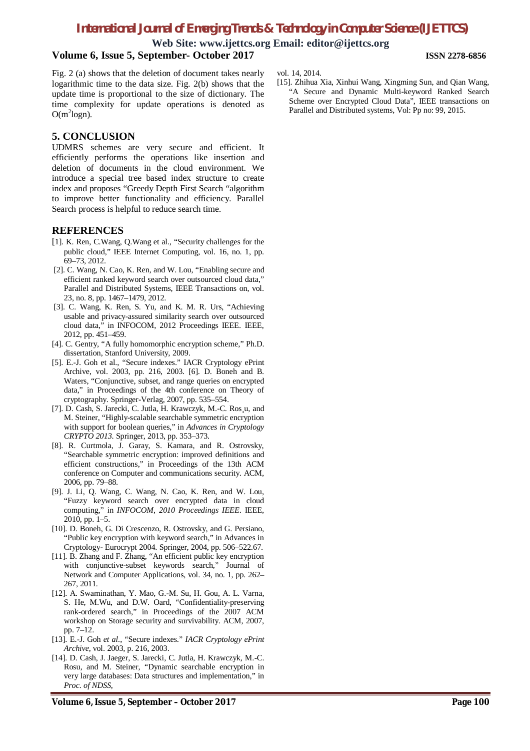Fig. 2 (a) shows that the deletion of document takes nearly logarithmic time to the data size. Fig. 2(b) shows that the update time is proportional to the size of dictionary. The time complexity for update operations is denoted as $O(m^2 \log n)$.

## 5. CONCLUSION

UDMRS schemes are very secure and efficient. It efficiently performs the operations like insertion and deletion of documents in the cloud environment. We introduce a special tree based index structure to create index and proposes "Greedy Depth First Search "algorithm to improve better functionality and efficiency. Parallel Search process is helpful to reduce search time.

## REFERENCES

[1]. K. Ren, C.Wang, Q.Wang et al., "Security challenges for the public cloud," IEEE Internet Computing, vol. 16, no. 1, pp. 69–73, 2012.

[2]. C. Wang, N. Cao, K. Ren, and W. Lou, "Enabling secure and efficient ranked keyword search over outsourced cloud data," Parallel and Distributed Systems, IEEE Transactions on, vol. 23, no. 8, pp. 1467–1479, 2012.

[3]. C. Wang, K. Ren, S. Yu, and K. M. R. Urs, "Achieving usable and privacy-assured similarity search over outsourced cloud data," in INFOCOM, 2012 Proceedings IEEE. IEEE, 2012, pp. 451–459.

[4]. C. Gentry, "A fully homomorphic encryption scheme," Ph.D. dissertation, Stanford University, 2009.

[5]. E.-J. Goh et al., "Secure indexes." IACR Cryptology ePrint Archive, vol. 2003, pp. 216, 2003. [6]. D. Boneh and B. Waters, "Conjunctive, subset, and range queries on encrypted data," in Proceedings of the 4th conference on Theory of cryptography. Springer-Verlag, 2007, pp. 535–554.

[7]. D. Cash, S. Jarecki, C. Jutla, H. Krawczyk, M.-C. Ros¸u, and M. Steiner, "Highly-scalable searchable symmetric encryption with support for boolean queries," in *Advances in Cryptology CRYPTO 2013*. Springer, 2013, pp. 353–373.

[8]. R. Curtmola, J. Garay, S. Kamara, and R. Ostrovsky, "Searchable symmetric encryption: improved definitions and efficient constructions," in Proceedings of the 13th ACM conference on Computer and communications security. ACM, 2006, pp. 79–88.

[9]. J. Li, Q. Wang, C. Wang, N. Cao, K. Ren, and W. Lou, "Fuzzy keyword search over encrypted data in cloud computing," in *INFOCOM, 2010 Proceedings IEEE*. IEEE, 2010, pp. 1–5.

[10]. D. Boneh, G. Di Crescenzo, R. Ostrovsky, and G. Persiano, "Public key encryption with keyword search," in Advances in Cryptology- Eurocrypt 2004. Springer, 2004, pp. 506–522.67.

[11]. B. Zhang and F. Zhang, "An efficient public key encryption with conjunctive-subset keywords search," Journal of Network and Computer Applications, vol. 34, no. 1, pp. 262–267, 2011.

[12]. A. Swaminathan, Y. Mao, G.-M. Su, H. Gou, A. L. Varna, S. He, M.Wu, and D.W. Oard, "Confidentiality-preserving rank-ordered search," in Proceedings of the 2007 ACM workshop on Storage security and survivability. ACM, 2007, pp. 7–12.

[13]. E.-J. Goh *et al.*, "Secure indexes." *IACR Cryptology ePrint Archive*, vol. 2003, p. 216, 2003.

[14]. D. Cash, J. Jaeger, S. Jarecki, C. Jutla, H. Krawczyk, M.-C. Rosu, and M. Steiner, "Dynamic searchable encryption in very large databases: Data structures and implementation," in *Proc. of NDSS*, vol. 14, 2014.

[15]. Zhihua Xia, Xinhui Wang, Xingming Sun, and Qian Wang, "A Secure and Dynamic Multi-keyword Ranked Search Scheme over Encrypted Cloud Data", IEEE transactions on Parallel and Distributed systems, Vol: Pp no: 99, 2015.